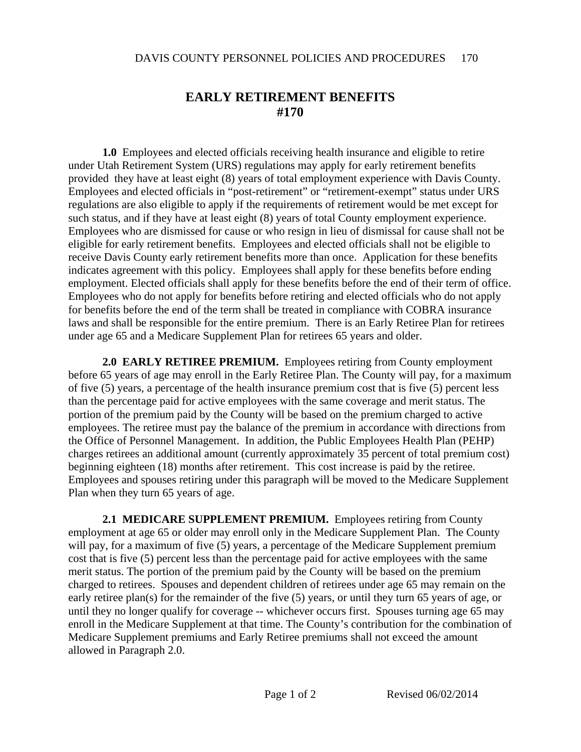# EARLY RETIREMENT BENEFITS
# #170

**1.0** Employees and elected officials receiving health insurance and eligible to retire under Utah Retirement System (URS) regulations may apply for early retirement benefits provided they have at least eight (8) years of total employment experience with Davis County. Employees and elected officials in "post-retirement" or "retirement-exempt" status under URS regulations are also eligible to apply if the requirements of retirement would be met except for such status, and if they have at least eight (8) years of total County employment experience. Employees who are dismissed for cause or who resign in lieu of dismissal for cause shall not be eligible for early retirement benefits. Employees and elected officials shall not be eligible to receive Davis County early retirement benefits more than once. Application for these benefits indicates agreement with this policy. Employees shall apply for these benefits before ending employment. Elected officials shall apply for these benefits before the end of their term of office. Employees who do not apply for benefits before retiring and elected officials who do not apply for benefits before the end of the term shall be treated in compliance with COBRA insurance laws and shall be responsible for the entire premium. There is an Early Retiree Plan for retirees under age 65 and a Medicare Supplement Plan for retirees 65 years and older.

**2.0 EARLY RETIREE PREMIUM.** Employees retiring from County employment before 65 years of age may enroll in the Early Retiree Plan. The County will pay, for a maximum of five (5) years, a percentage of the health insurance premium cost that is five (5) percent less than the percentage paid for active employees with the same coverage and merit status. The portion of the premium paid by the County will be based on the premium charged to active employees. The retiree must pay the balance of the premium in accordance with directions from the Office of Personnel Management. In addition, the Public Employees Health Plan (PEHP) charges retirees an additional amount (currently approximately 35 percent of total premium cost) beginning eighteen (18) months after retirement. This cost increase is paid by the retiree. Employees and spouses retiring under this paragraph will be moved to the Medicare Supplement Plan when they turn 65 years of age.

**2.1 MEDICARE SUPPLEMENT PREMIUM.** Employees retiring from County employment at age 65 or older may enroll only in the Medicare Supplement Plan. The County will pay, for a maximum of five (5) years, a percentage of the Medicare Supplement premium cost that is five (5) percent less than the percentage paid for active employees with the same merit status. The portion of the premium paid by the County will be based on the premium charged to retirees. Spouses and dependent children of retirees under age 65 may remain on the early retiree plan(s) for the remainder of the five (5) years, or until they turn 65 years of age, or until they no longer qualify for coverage -- whichever occurs first. Spouses turning age 65 may enroll in the Medicare Supplement at that time. The County's contribution for the combination of Medicare Supplement premiums and Early Retiree premiums shall not exceed the amount allowed in Paragraph 2.0.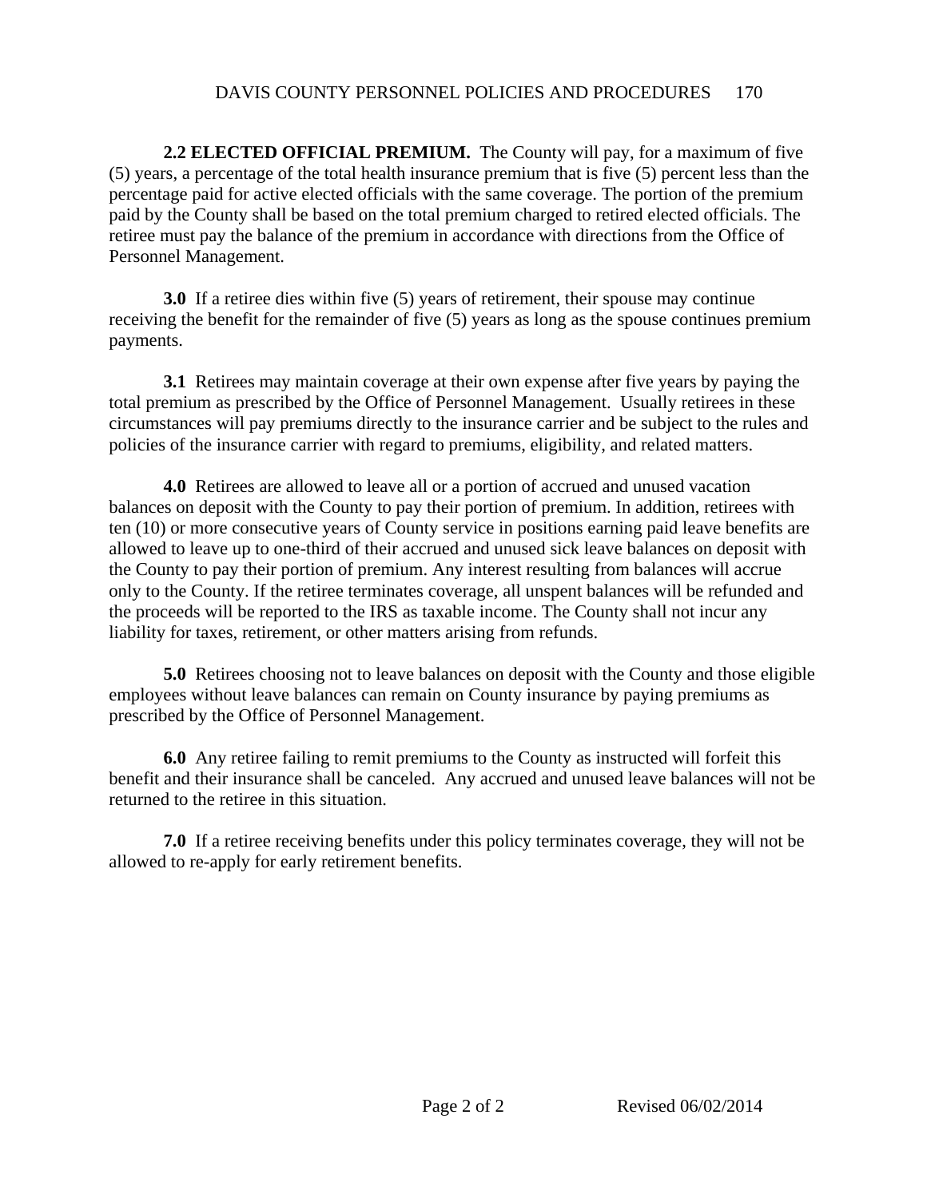**2.2 ELECTED OFFICIAL PREMIUM.** The County will pay, for a maximum of five (5) years, a percentage of the total health insurance premium that is five (5) percent less than the percentage paid for active elected officials with the same coverage. The portion of the premium paid by the County shall be based on the total premium charged to retired elected officials. The retiree must pay the balance of the premium in accordance with directions from the Office of Personnel Management.

**3.0** If a retiree dies within five (5) years of retirement, their spouse may continue receiving the benefit for the remainder of five (5) years as long as the spouse continues premium payments.

**3.1** Retirees may maintain coverage at their own expense after five years by paying the total premium as prescribed by the Office of Personnel Management. Usually retirees in these circumstances will pay premiums directly to the insurance carrier and be subject to the rules and policies of the insurance carrier with regard to premiums, eligibility, and related matters.

**4.0** Retirees are allowed to leave all or a portion of accrued and unused vacation balances on deposit with the County to pay their portion of premium. In addition, retirees with ten (10) or more consecutive years of County service in positions earning paid leave benefits are allowed to leave up to one-third of their accrued and unused sick leave balances on deposit with the County to pay their portion of premium. Any interest resulting from balances will accrue only to the County. If the retiree terminates coverage, all unspent balances will be refunded and the proceeds will be reported to the IRS as taxable income. The County shall not incur any liability for taxes, retirement, or other matters arising from refunds.

**5.0** Retirees choosing not to leave balances on deposit with the County and those eligible employees without leave balances can remain on County insurance by paying premiums as prescribed by the Office of Personnel Management.

**6.0** Any retiree failing to remit premiums to the County as instructed will forfeit this benefit and their insurance shall be canceled. Any accrued and unused leave balances will not be returned to the retiree in this situation.

**7.0** If a retiree receiving benefits under this policy terminates coverage, they will not be allowed to re-apply for early retirement benefits.

Revised 06/02/2014